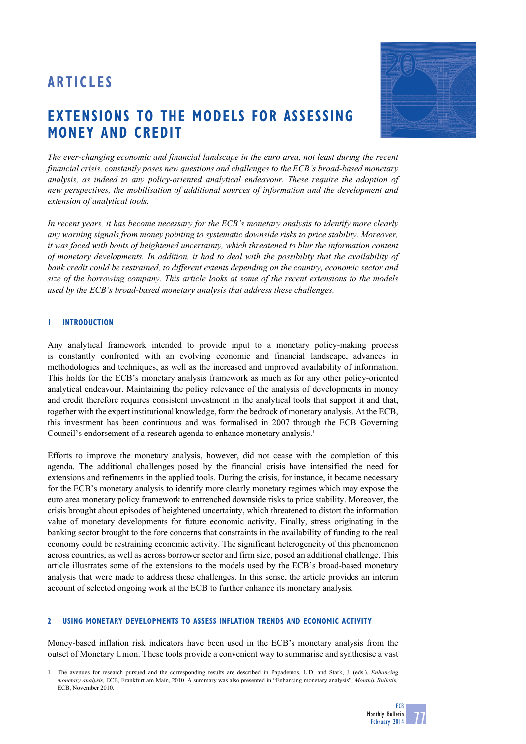# ARTICLES

## EXTENSIONS TO THE MODELS FOR ASSESSING MONEY AND CREDIT

*The ever-changing economic and financial landscape in the euro area, not least during the recent financial crisis, constantly poses new questions and challenges to the ECB's broad-based monetary analysis, as indeed to any policy-oriented analytical endeavour. These require the adoption of new perspectives, the mobilisation of additional sources of information and the development and extension of analytical tools.*

*In recent years, it has become necessary for the ECB's monetary analysis to identify more clearly any warning signals from money pointing to systematic downside risks to price stability. Moreover, it was faced with bouts of heightened uncertainty, which threatened to blur the information content of monetary developments. In addition, it had to deal with the possibility that the availability of bank credit could be restrained, to different extents depending on the country, economic sector and size of the borrowing company. This article looks at some of the recent extensions to the models used by the ECB's broad-based monetary analysis that address these challenges.*

### 1 INTRODUCTION

Any analytical framework intended to provide input to a monetary policy-making process is constantly confronted with an evolving economic and financial landscape, advances in methodologies and techniques, as well as the increased and improved availability of information. This holds for the ECB's monetary analysis framework as much as for any other policy-oriented analytical endeavour. Maintaining the policy relevance of the analysis of developments in money and credit therefore requires consistent investment in the analytical tools that support it and that, together with the expert institutional knowledge, form the bedrock of monetary analysis. At the ECB, this investment has been continuous and was formalised in 2007 through the ECB Governing Council's endorsement of a research agenda to enhance monetary analysis.[1]

Efforts to improve the monetary analysis, however, did not cease with the completion of this agenda. The additional challenges posed by the financial crisis have intensified the need for extensions and refinements in the applied tools. During the crisis, for instance, it became necessary for the ECB's monetary analysis to identify more clearly monetary regimes which may expose the euro area monetary policy framework to entrenched downside risks to price stability. Moreover, the crisis brought about episodes of heightened uncertainty, which threatened to distort the information value of monetary developments for future economic activity. Finally, stress originating in the banking sector brought to the fore concerns that constraints in the availability of funding to the real economy could be restraining economic activity. The significant heterogeneity of this phenomenon across countries, as well as across borrower sector and firm size, posed an additional challenge. This article illustrates some of the extensions to the models used by the ECB's broad-based monetary analysis that were made to address these challenges. In this sense, the article provides an interim account of selected ongoing work at the ECB to further enhance its monetary analysis.

### 2 USING MONETARY DEVELOPMENTS TO ASSESS INFLATION TRENDS AND ECONOMIC ACTIVITY

Money-based inflation risk indicators have been used in the ECB's monetary analysis from the outset of Monetary Union. These tools provide a convenient way to summarise and synthesise a vast

1 The avenues for research pursued and the corresponding results are described in Papademos, L.D. and Stark, J. (eds.), *Enhancing monetary analysis*, ECB, Frankfurt am Main, 2010. A summary was also presented in "Enhancing monetary analysis", *Monthly Bulletin,* ECB, November 2010.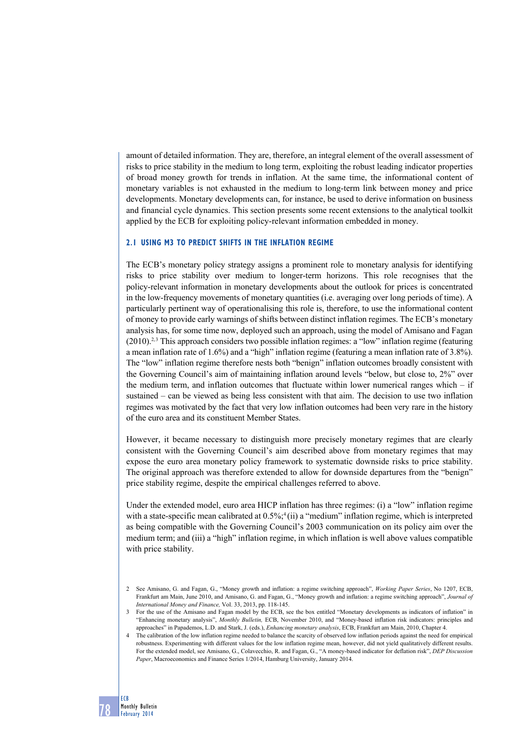amount of detailed information. They are, therefore, an integral element of the overall assessment of risks to price stability in the medium to long term, exploiting the robust leading indicator properties of broad money growth for trends in inflation. At the same time, the informational content of monetary variables is not exhausted in the medium to long-term link between money and price developments. Monetary developments can, for instance, be used to derive information on business and financial cycle dynamics. This section presents some recent extensions to the analytical toolkit applied by the ECB for exploiting policy-relevant information embedded in money.

### 2.1 USING M3 TO PREDICT SHIFTS IN THE INFLATION REGIME

The ECB's monetary policy strategy assigns a prominent role to monetary analysis for identifying risks to price stability over medium to longer-term horizons. This role recognises that the policy-relevant information in monetary developments about the outlook for prices is concentrated in the low-frequency movements of monetary quantities (i.e. averaging over long periods of time). A particularly pertinent way of operationalising this role is, therefore, to use the informational content of money to provide early warnings of shifts between distinct inflation regimes. The ECB's monetary analysis has, for some time now, deployed such an approach, using the model of Amisano and Fagan (2010).[2,3] This approach considers two possible inflation regimes: a "low" inflation regime (featuring a mean inflation rate of 1.6%) and a "high" inflation regime (featuring a mean inflation rate of 3.8%). The "low" inflation regime therefore nests both "benign" inflation outcomes broadly consistent with the Governing Council's aim of maintaining inflation around levels "below, but close to, 2%" over the medium term, and inflation outcomes that fluctuate within lower numerical ranges which – if sustained – can be viewed as being less consistent with that aim. The decision to use two inflation regimes was motivated by the fact that very low inflation outcomes had been very rare in the history of the euro area and its constituent Member States.

However, it became necessary to distinguish more precisely monetary regimes that are clearly consistent with the Governing Council's aim described above from monetary regimes that may expose the euro area monetary policy framework to systematic downside risks to price stability. The original approach was therefore extended to allow for downside departures from the "benign" price stability regime, despite the empirical challenges referred to above.

Under the extended model, euro area HICP inflation has three regimes: (i) a "low" inflation regime with a state-specific mean calibrated at 0.5%;[4] (ii) a "medium" inflation regime, which is interpreted as being compatible with the Governing Council's 2003 communication on its policy aim over the medium term; and (iii) a "high" inflation regime, in which inflation is well above values compatible with price stability.

2 See Amisano, G. and Fagan, G., "Money growth and inflation: a regime switching approach", *Working Paper Series*, No 1207, ECB, Frankfurt am Main, June 2010, and Amisano, G. and Fagan, G., "Money growth and inflation: a regime switching approach", *Journal of International Money and Finance,* Vol. 33, 2013, pp. 118-145.

3 For the use of the Amisano and Fagan model by the ECB, see the box entitled "Monetary developments as indicators of inflation" in "Enhancing monetary analysis", *Monthly Bulletin,* ECB, November 2010, and "Money-based inflation risk indicators: principles and approaches" in Papademos, L.D. and Stark, J. (eds.), *Enhancing monetary analysis*, ECB, Frankfurt am Main, 2010, Chapter 4.

4 The calibration of the low inflation regime needed to balance the scarcity of observed low inflation periods against the need for empirical robustness. Experimenting with different values for the low inflation regime mean, however, did not yield qualitatively different results. For the extended model, see Amisano, G., Colavecchio, R. and Fagan, G., "A money-based indicator for deflation risk", *DEP Discussion Paper*, Macroeconomics and Finance Series 1/2014, Hamburg University, January 2014.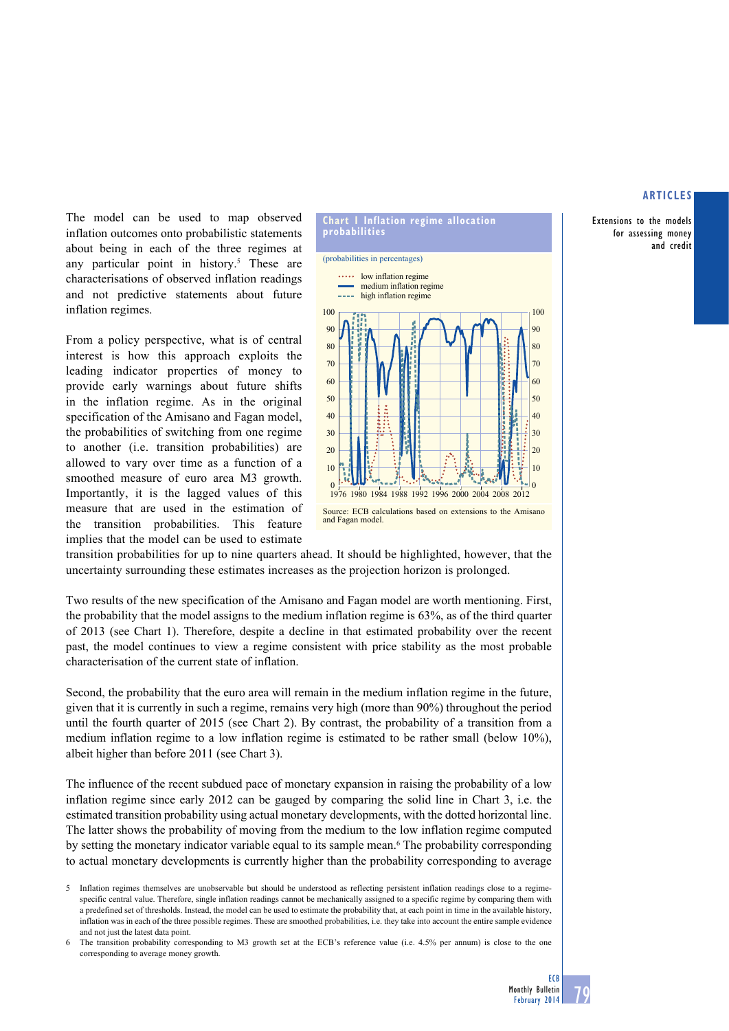The model can be used to map observed inflation outcomes onto probabilistic statements about being in each of the three regimes at any particular point in history.[5] These are characterisations of observed inflation readings and not predictive statements about future inflation regimes.

From a policy perspective, what is of central interest is how this approach exploits the leading indicator properties of money to provide early warnings about future shifts in the inflation regime. As in the original specification of the Amisano and Fagan model, the probabilities of switching from one regime to another (i.e. transition probabilities) are allowed to vary over time as a function of a smoothed measure of euro area M3 growth. Importantly, it is the lagged values of this measure that are used in the estimation of the transition probabilities. This feature implies that the model can be used to estimate transition probabilities for up to nine quarters ahead. It should be highlighted, however, that the uncertainty surrounding these estimates increases as the projection horizon is prolonged.

**Chart 1 Inflation regime allocation probabilities**

(probabilities in percentages)

Source: ECB calculations based on extensions to the Amisano and Fagan model.

Two results of the new specification of the Amisano and Fagan model are worth mentioning. First, the probability that the model assigns to the medium inflation regime is 63%, as of the third quarter of 2013 (see Chart 1). Therefore, despite a decline in that estimated probability over the recent past, the model continues to view a regime consistent with price stability as the most probable characterisation of the current state of inflation.

Second, the probability that the euro area will remain in the medium inflation regime in the future, given that it is currently in such a regime, remains very high (more than 90%) throughout the period until the fourth quarter of 2015 (see Chart 2). By contrast, the probability of a transition from a medium inflation regime to a low inflation regime is estimated to be rather small (below 10%), albeit higher than before 2011 (see Chart 3).

The influence of the recent subdued pace of monetary expansion in raising the probability of a low inflation regime since early 2012 can be gauged by comparing the solid line in Chart 3, i.e. the estimated transition probability using actual monetary developments, with the dotted horizontal line. The latter shows the probability of moving from the medium to the low inflation regime computed by setting the monetary indicator variable equal to its sample mean.[6] The probability corresponding to actual monetary developments is currently higher than the probability corresponding to average

5 Inflation regimes themselves are unobservable but should be understood as reflecting persistent inflation readings close to a regime-specific central value. Therefore, single inflation readings cannot be mechanically assigned to a specific regime by comparing them with a predefined set of thresholds. Instead, the model can be used to estimate the probability that, at each point in time in the available history, inflation was in each of the three possible regimes. These are smoothed probabilities, i.e. they take into account the entire sample evidence and not just the latest data point.

6 The transition probability corresponding to M3 growth set at the ECB's reference value (i.e. 4.5% per annum) is close to the one corresponding to average money growth.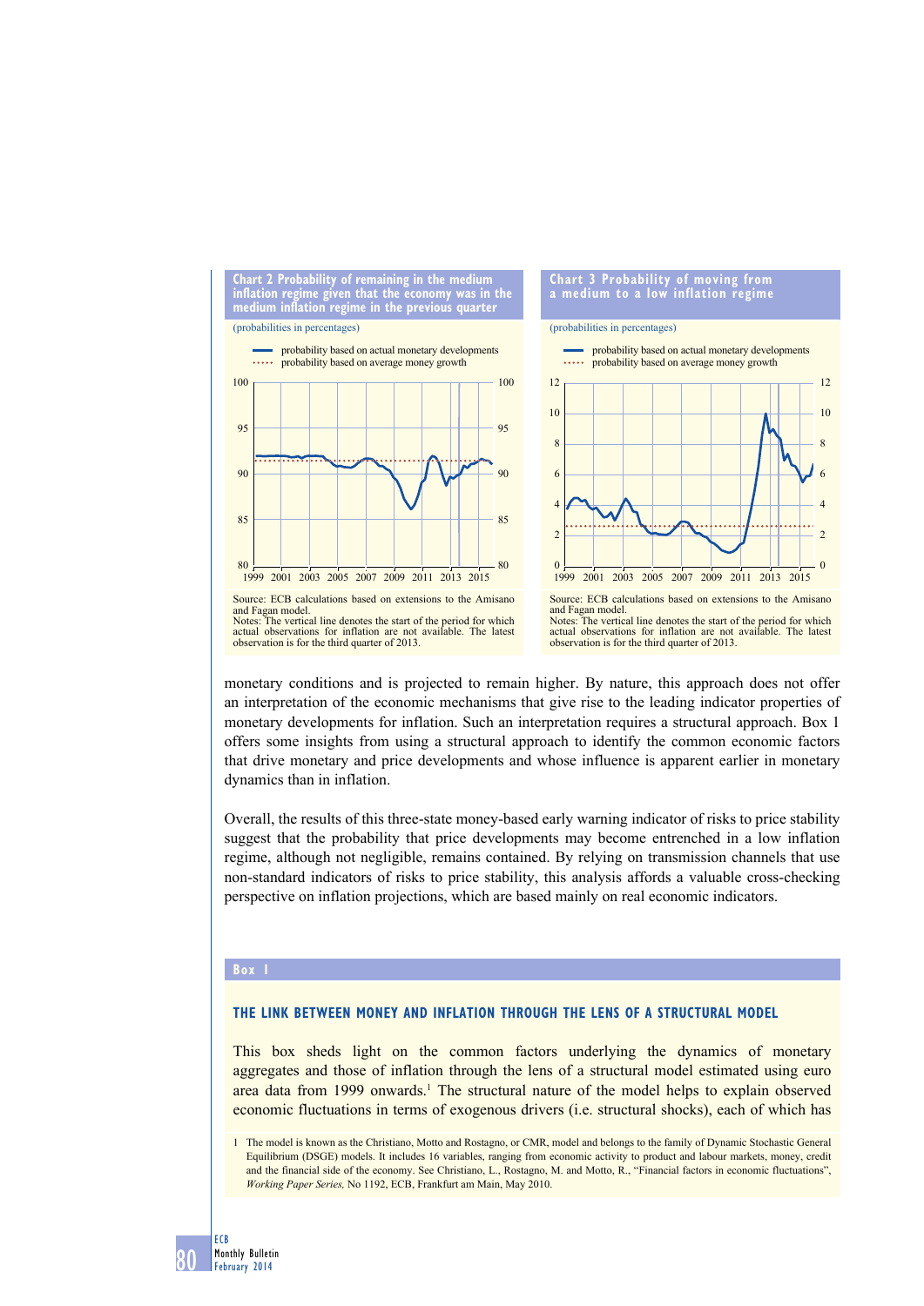**Chart 2 Probability of remaining in the medium inflation regime given that the economy was in the medium inflation regime in the previous quarter**

(probabilities in percentages)

- probability based on actual monetary developments
- probability based on average money growth

Source: ECB calculations based on extensions to the Amisano and Fagan model.
Notes: The vertical line denotes the start of the period for which actual observations for inflation are not available. The latest observation is for the third quarter of 2013.

**Chart 3 Probability of moving from a medium to a low inflation regime**

(probabilities in percentages)

- probability based on actual monetary developments
- probability based on average money growth

Source: ECB calculations based on extensions to the Amisano and Fagan model.
Notes: The vertical line denotes the start of the period for which actual observations for inflation are not available. The latest observation is for the third quarter of 2013.

monetary conditions and is projected to remain higher. By nature, this approach does not offer an interpretation of the economic mechanisms that give rise to the leading indicator properties of monetary developments for inflation. Such an interpretation requires a structural approach. Box 1 offers some insights from using a structural approach to identify the common economic factors that drive monetary and price developments and whose influence is apparent earlier in monetary dynamics than in inflation.

Overall, the results of this three-state money-based early warning indicator of risks to price stability suggest that the probability that price developments may become entrenched in a low inflation regime, although not negligible, remains contained. By relying on transmission channels that use non-standard indicators of risks to price stability, this analysis affords a valuable cross-checking perspective on inflation projections, which are based mainly on real economic indicators.

**Box 1**

### THE LINK BETWEEN MONEY AND INFLATION THROUGH THE LENS OF A STRUCTURAL MODEL

This box sheds light on the common factors underlying the dynamics of monetary aggregates and those of inflation through the lens of a structural model estimated using euro area data from 1999 onwards.[1] The structural nature of the model helps to explain observed economic fluctuations in terms of exogenous drivers (i.e. structural shocks), each of which has

1 The model is known as the Christiano, Motto and Rostagno, or CMR, model and belongs to the family of Dynamic Stochastic General Equilibrium (DSGE) models. It includes 16 variables, ranging from economic activity to product and labour markets, money, credit and the financial side of the economy. See Christiano, L., Rostagno, M. and Motto, R., "Financial factors in economic fluctuations", *Working Paper Series,* No 1192, ECB, Frankfurt am Main, May 2010.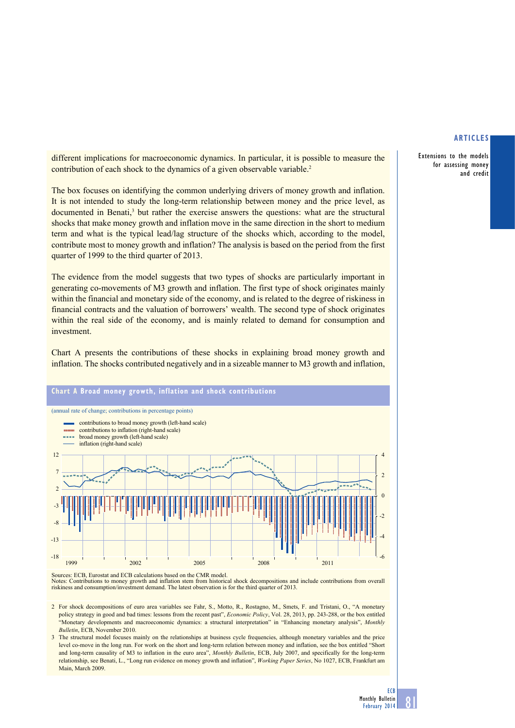different implications for macroeconomic dynamics. In particular, it is possible to measure the contribution of each shock to the dynamics of a given observable variable.[2]

The box focuses on identifying the common underlying drivers of money growth and inflation. It is not intended to study the long-term relationship between money and the price level, as documented in Benati,[3] but rather the exercise answers the questions: what are the structural shocks that make money growth and inflation move in the same direction in the short to medium term and what is the typical lead/lag structure of the shocks which, according to the model, contribute most to money growth and inflation? The analysis is based on the period from the first quarter of 1999 to the third quarter of 2013.

The evidence from the model suggests that two types of shocks are particularly important in generating co-movements of M3 growth and inflation. The first type of shock originates mainly within the financial and monetary side of the economy, and is related to the degree of riskiness in financial contracts and the valuation of borrowers' wealth. The second type of shock originates within the real side of the economy, and is mainly related to demand for consumption and investment.

Chart A presents the contributions of these shocks in explaining broad money growth and inflation. The shocks contributed negatively and in a sizeable manner to M3 growth and inflation,

**Chart A Broad money growth, inflation and shock contributions**

(annual rate of change; contributions in percentage points)

- contributions to broad money growth (left-hand scale)
- contributions to inflation (right-hand scale)
- broad money growth (left-hand scale)
- inflation (right-hand scale)

Sources: ECB, Eurostat and ECB calculations based on the CMR model.
Notes: Contributions to money growth and inflation stem from historical shock decompositions and include contributions from overall riskiness and consumption/investment demand. The latest observation is for the third quarter of 2013.

2 For shock decompositions of euro area variables see Fahr, S., Motto, R., Rostagno, M., Smets, F. and Tristani, O., "A monetary policy strategy in good and bad times: lessons from the recent past", *Economic Policy*, Vol. 28, 2013, pp. 243-288, or the box entitled "Monetary developments and macroeconomic dynamics: a structural interpretation" in "Enhancing monetary analysis", *Monthly Bulletin*, ECB, November 2010.

3 The structural model focuses mainly on the relationships at business cycle frequencies, although monetary variables and the price level co-move in the long run. For work on the short and long-term relation between money and inflation, see the box entitled "Short and long-term causality of M3 to inflation in the euro area", *Monthly Bulletin*, ECB, July 2007, and specifically for the long-term relationship, see Benati, L., "Long run evidence on money growth and inflation", *Working Paper Series*, No 1027, ECB, Frankfurt am Main, March 2009.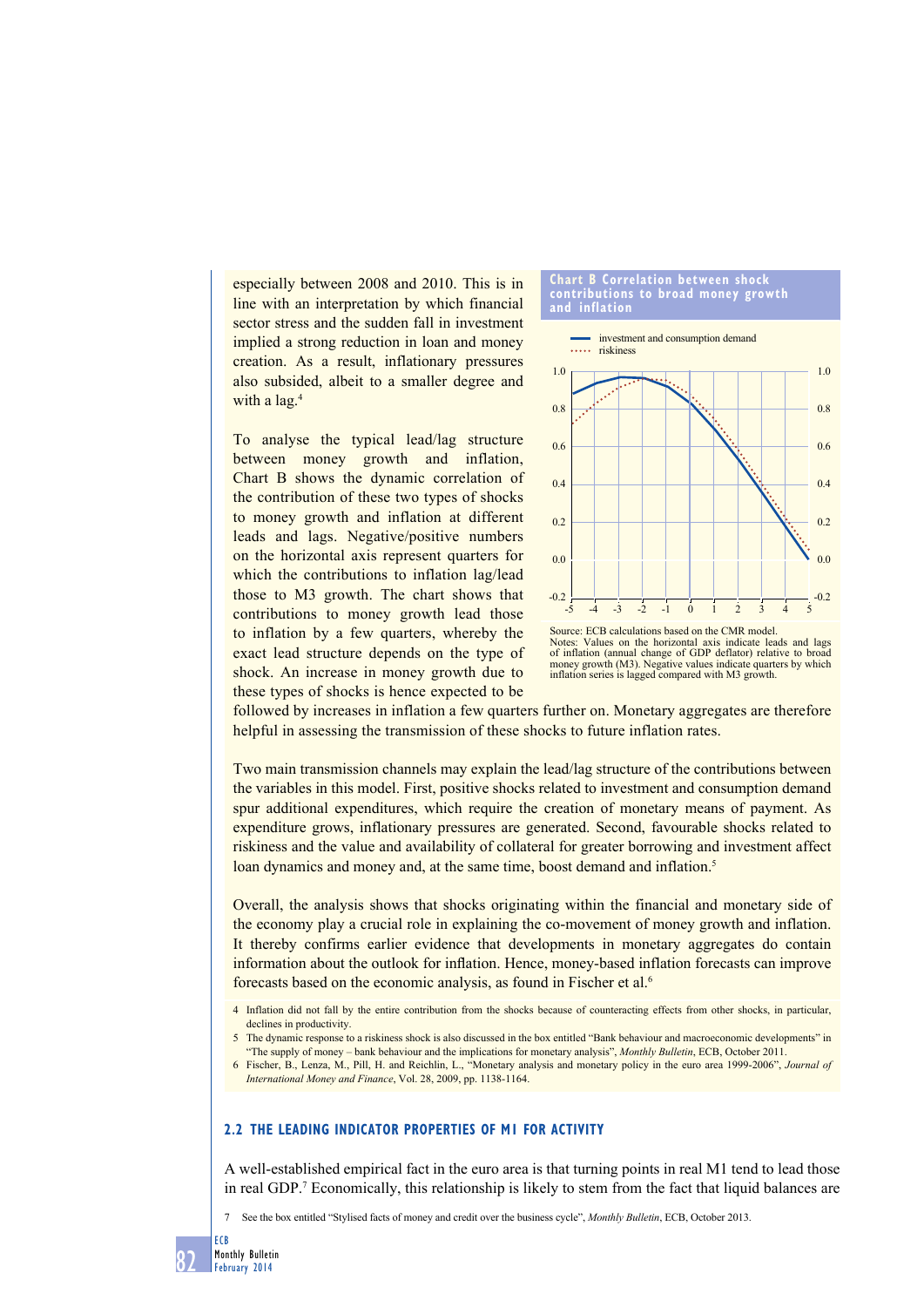especially between 2008 and 2010. This is in line with an interpretation by which financial sector stress and the sudden fall in investment implied a strong reduction in loan and money creation. As a result, inflationary pressures also subsided, albeit to a smaller degree and with a lag.[4]

To analyse the typical lead/lag structure between money growth and inflation, Chart B shows the dynamic correlation of the contribution of these two types of shocks to money growth and inflation at different leads and lags. Negative/positive numbers on the horizontal axis represent quarters for which the contributions to inflation lag/lead those to M3 growth. The chart shows that contributions to money growth lead those to inflation by a few quarters, whereby the exact lead structure depends on the type of shock. An increase in money growth due to these types of shocks is hence expected to be followed by increases in inflation a few quarters further on. Monetary aggregates are therefore helpful in assessing the transmission of these shocks to future inflation rates.

**Chart B Correlation between shock contributions to broad money growth and inflation**

Source: ECB calculations based on the CMR model.
Notes: Values on the horizontal axis indicate leads and lags of inflation (annual change of GDP deflator) relative to broad money growth (M3). Negative values indicate quarters by which inflation series is lagged compared with M3 growth.

Two main transmission channels may explain the lead/lag structure of the contributions between the variables in this model. First, positive shocks related to investment and consumption demand spur additional expenditures, which require the creation of monetary means of payment. As expenditure grows, inflationary pressures are generated. Second, favourable shocks related to riskiness and the value and availability of collateral for greater borrowing and investment affect loan dynamics and money and, at the same time, boost demand and inflation.[5]

Overall, the analysis shows that shocks originating within the financial and monetary side of the economy play a crucial role in explaining the co-movement of money growth and inflation. It thereby confirms earlier evidence that developments in monetary aggregates do contain information about the outlook for inflation. Hence, money-based inflation forecasts can improve forecasts based on the economic analysis, as found in Fischer et al.[6]

4 Inflation did not fall by the entire contribution from the shocks because of counteracting effects from other shocks, in particular, declines in productivity.

5 The dynamic response to a riskiness shock is also discussed in the box entitled "Bank behaviour and macroeconomic developments" in "The supply of money – bank behaviour and the implications for monetary analysis", *Monthly Bulletin*, ECB, October 2011.

6 Fischer, B., Lenza, M., Pill, H. and Reichlin, L., "Monetary analysis and monetary policy in the euro area 1999-2006", *Journal of International Money and Finance*, Vol. 28, 2009, pp. 1138-1164.

## 2.2 THE LEADING INDICATOR PROPERTIES OF M1 FOR ACTIVITY

A well-established empirical fact in the euro area is that turning points in real M1 tend to lead those in real GDP.[7] Economically, this relationship is likely to stem from the fact that liquid balances are

7 See the box entitled "Stylised facts of money and credit over the business cycle", *Monthly Bulletin*, ECB, October 2013.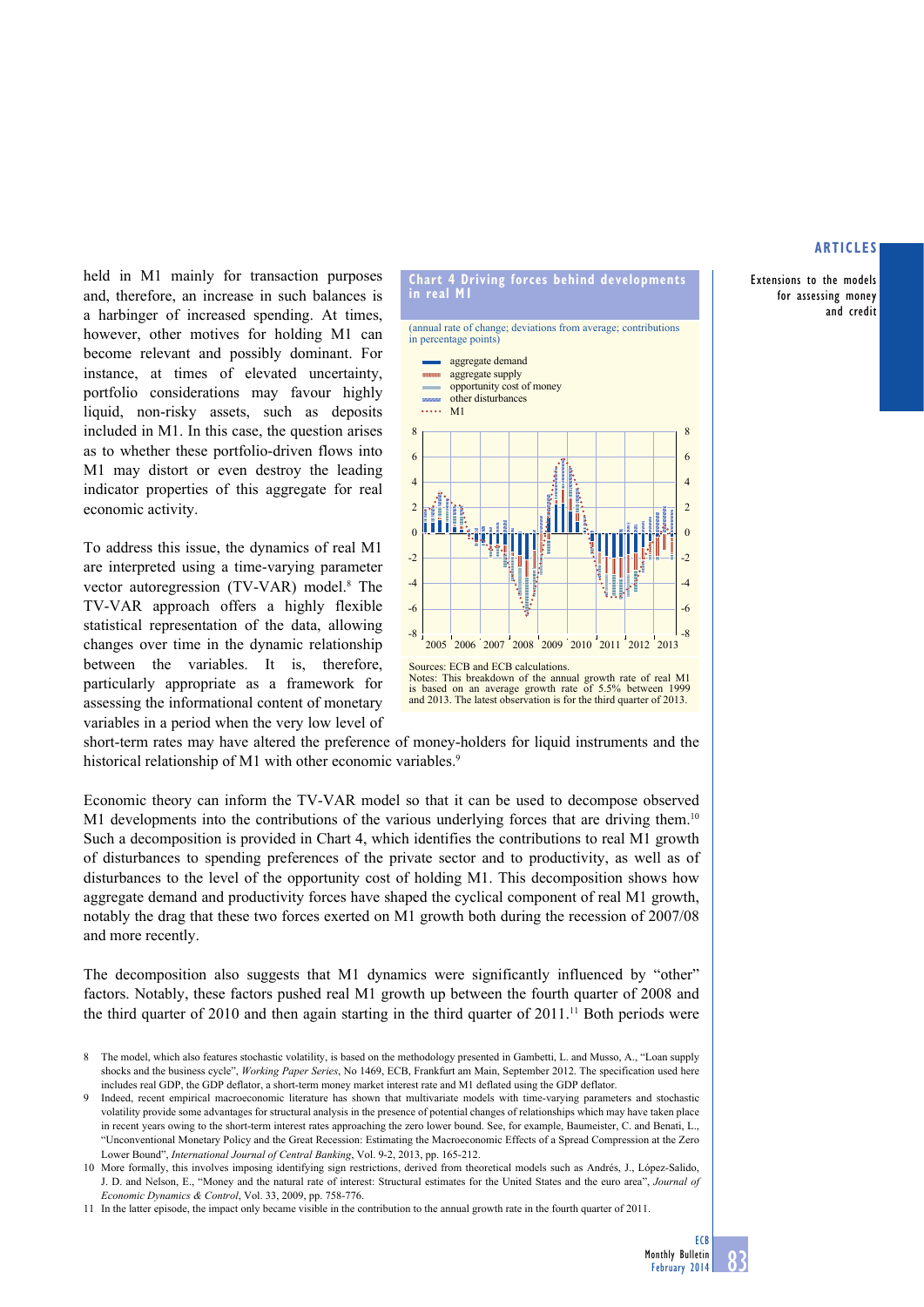held in M1 mainly for transaction purposes and, therefore, an increase in such balances is a harbinger of increased spending. At times, however, other motives for holding M1 can become relevant and possibly dominant. For instance, at times of elevated uncertainty, portfolio considerations may favour highly liquid, non-risky assets, such as deposits included in M1. In this case, the question arises as to whether these portfolio-driven flows into M1 may distort or even destroy the leading indicator properties of this aggregate for real economic activity.

**Chart 4 Driving forces behind developments in real M1**

(annual rate of change; deviations from average; contributions in percentage points)

- aggregate demand
- aggregate supply
- opportunity cost of money
- other disturbances
- M1

Sources: ECB and ECB calculations.
Notes: This breakdown of the annual growth rate of real M1 is based on an average growth rate of 5.5% between 1999 and 2013. The latest observation is for the third quarter of 2013.

To address this issue, the dynamics of real M1 are interpreted using a time-varying parameter vector autoregression (TV-VAR) model.[8] The TV-VAR approach offers a highly flexible statistical representation of the data, allowing changes over time in the dynamic relationship between the variables. It is, therefore, particularly appropriate as a framework for assessing the informational content of monetary variables in a period when the very low level of short-term rates may have altered the preference of money-holders for liquid instruments and the historical relationship of M1 with other economic variables.[9]

Economic theory can inform the TV-VAR model so that it can be used to decompose observed M1 developments into the contributions of the various underlying forces that are driving them.[10] Such a decomposition is provided in Chart 4, which identifies the contributions to real M1 growth of disturbances to spending preferences of the private sector and to productivity, as well as of disturbances to the level of the opportunity cost of holding M1. This decomposition shows how aggregate demand and productivity forces have shaped the cyclical component of real M1 growth, notably the drag that these two forces exerted on M1 growth both during the recession of 2007/08 and more recently.

The decomposition also suggests that M1 dynamics were significantly influenced by "other" factors. Notably, these factors pushed real M1 growth up between the fourth quarter of 2008 and the third quarter of 2010 and then again starting in the third quarter of 2011.[11] Both periods were

8 The model, which also features stochastic volatility, is based on the methodology presented in Gambetti, L. and Musso, A., "Loan supply shocks and the business cycle", *Working Paper Series*, No 1469, ECB, Frankfurt am Main, September 2012. The specification used here includes real GDP, the GDP deflator, a short-term money market interest rate and M1 deflated using the GDP deflator.

9 Indeed, recent empirical macroeconomic literature has shown that multivariate models with time-varying parameters and stochastic volatility provide some advantages for structural analysis in the presence of potential changes of relationships which may have taken place in recent years owing to the short-term interest rates approaching the zero lower bound. See, for example, Baumeister, C. and Benati, L., "Unconventional Monetary Policy and the Great Recession: Estimating the Macroeconomic Effects of a Spread Compression at the Zero Lower Bound", *International Journal of Central Banking*, Vol. 9-2, 2013, pp. 165-212.

10 More formally, this involves imposing identifying sign restrictions, derived from theoretical models such as Andrés, J., López-Salido, J. D. and Nelson, E., "Money and the natural rate of interest: Structural estimates for the United States and the euro area", *Journal of Economic Dynamics & Control*, Vol. 33, 2009, pp. 758-776.

11 In the latter episode, the impact only became visible in the contribution to the annual growth rate in the fourth quarter of 2011.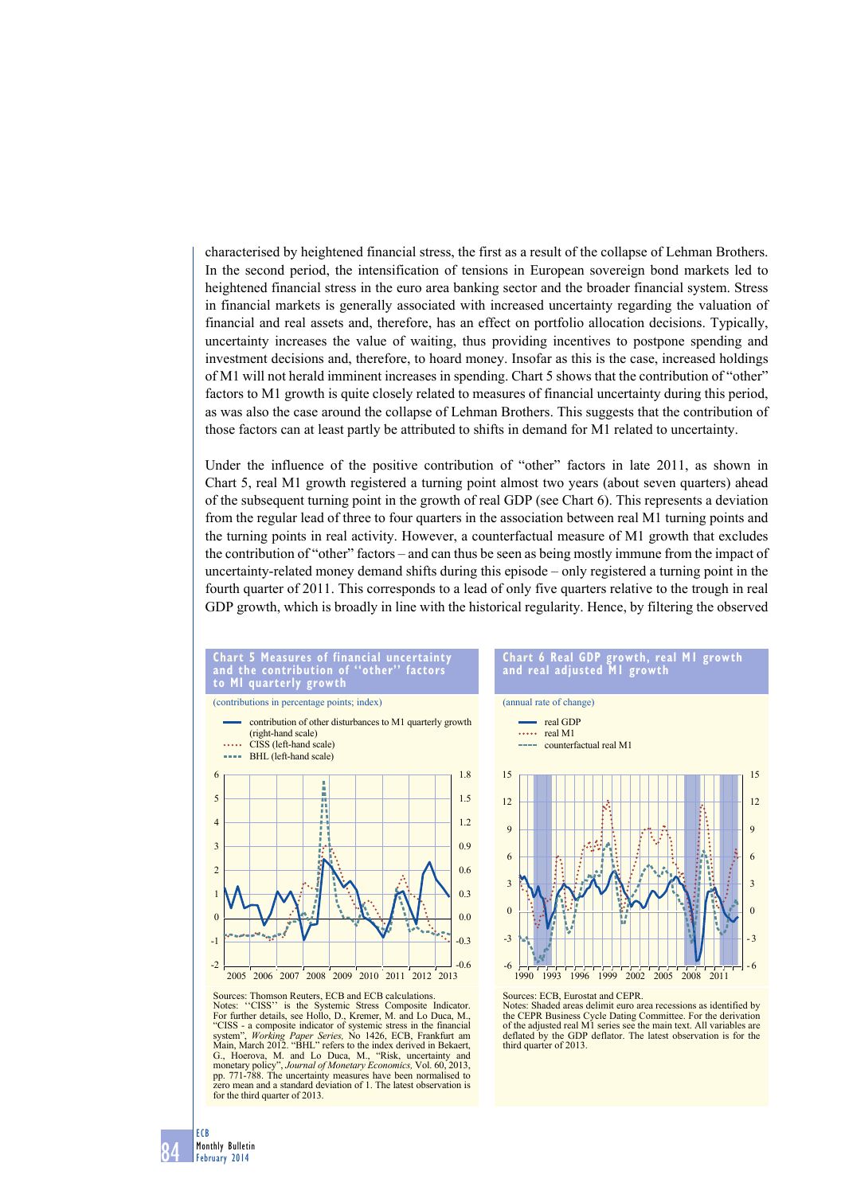characterised by heightened financial stress, the first as a result of the collapse of Lehman Brothers. In the second period, the intensification of tensions in European sovereign bond markets led to heightened financial stress in the euro area banking sector and the broader financial system. Stress in financial markets is generally associated with increased uncertainty regarding the valuation of financial and real assets and, therefore, has an effect on portfolio allocation decisions. Typically, uncertainty increases the value of waiting, thus providing incentives to postpone spending and investment decisions and, therefore, to hoard money. Insofar as this is the case, increased holdings of M1 will not herald imminent increases in spending. Chart 5 shows that the contribution of "other" factors to M1 growth is quite closely related to measures of financial uncertainty during this period, as was also the case around the collapse of Lehman Brothers. This suggests that the contribution of those factors can at least partly be attributed to shifts in demand for M1 related to uncertainty.

Under the influence of the positive contribution of "other" factors in late 2011, as shown in Chart 5, real M1 growth registered a turning point almost two years (about seven quarters) ahead of the subsequent turning point in the growth of real GDP (see Chart 6). This represents a deviation from the regular lead of three to four quarters in the association between real M1 turning points and the turning points in real activity. However, a counterfactual measure of M1 growth that excludes the contribution of "other" factors – and can thus be seen as being mostly immune from the impact of uncertainty-related money demand shifts during this episode – only registered a turning point in the fourth quarter of 2011. This corresponds to a lead of only five quarters relative to the trough in real GDP growth, which is broadly in line with the historical regularity. Hence, by filtering the observed

**Chart 5 Measures of financial uncertainty and the contribution of "other" factors to M1 quarterly growth**

(contributions in percentage points; index)

- contribution of other disturbances to M1 quarterly growth (right-hand scale)
- CISS (left-hand scale)
- BHL (left-hand scale)

Sources: Thomson Reuters, ECB and ECB calculations.
Notes: "CISS" is the Systemic Stress Composite Indicator. For further details, see Hollo, D., Kremer, M. and Lo Duca, M., "CISS - a composite indicator of systemic stress in the financial system", *Working Paper Series*, No 1426, ECB, Frankfurt am Main, March 2012. "BHL" refers to the index derived in Bekaert, G., Hoerova, M. and Lo Duca, M., "Risk, uncertainty and monetary policy", *Journal of Monetary Economics*, Vol. 60, 2013, pp. 771-788. The uncertainty measures have been normalised to zero mean and a standard deviation of 1. The latest observation is for the third quarter of 2013.

**Chart 6 Real GDP growth, real M1 growth and real adjusted M1 growth**

(annual rate of change)

- real GDP
- real M1
- counterfactual real M1

Sources: ECB, Eurostat and CEPR.
Notes: Shaded areas delimit euro area recessions as identified by the CEPR Business Cycle Dating Committee. For the derivation of the adjusted real M1 series see the main text. All variables are deflated by the GDP deflator. The latest observation is for the third quarter of 2013.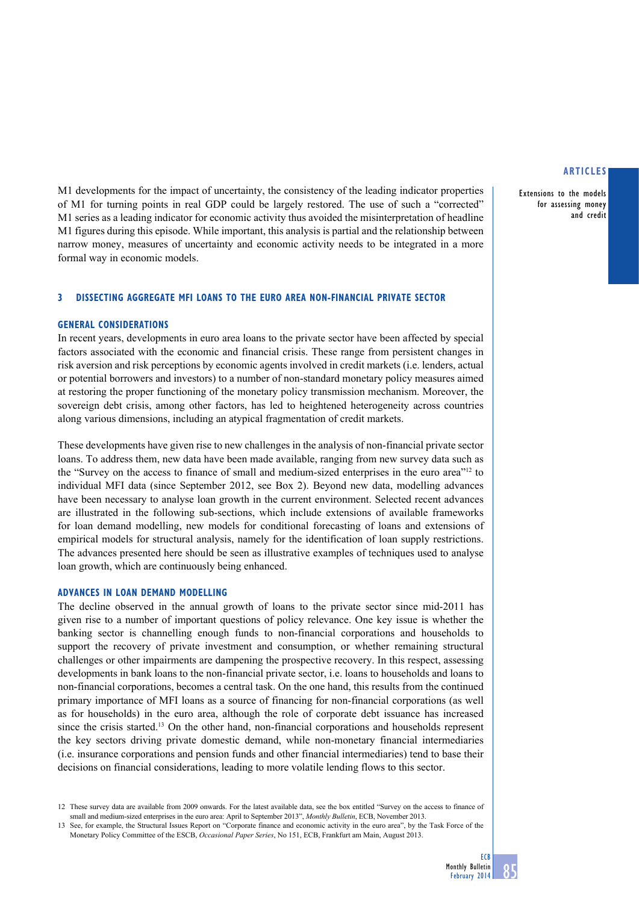M1 developments for the impact of uncertainty, the consistency of the leading indicator properties of M1 for turning points in real GDP could be largely restored. The use of such a "corrected" M1 series as a leading indicator for economic activity thus avoided the misinterpretation of headline M1 figures during this episode. While important, this analysis is partial and the relationship between narrow money, measures of uncertainty and economic activity needs to be integrated in a more formal way in economic models.

## 3 DISSECTING AGGREGATE MFI LOANS TO THE EURO AREA NON-FINANCIAL PRIVATE SECTOR

### GENERAL CONSIDERATIONS

In recent years, developments in euro area loans to the private sector have been affected by special factors associated with the economic and financial crisis. These range from persistent changes in risk aversion and risk perceptions by economic agents involved in credit markets (i.e. lenders, actual or potential borrowers and investors) to a number of non-standard monetary policy measures aimed at restoring the proper functioning of the monetary policy transmission mechanism. Moreover, the sovereign debt crisis, among other factors, has led to heightened heterogeneity across countries along various dimensions, including an atypical fragmentation of credit markets.

These developments have given rise to new challenges in the analysis of non-financial private sector loans. To address them, new data have been made available, ranging from new survey data such as the "Survey on the access to finance of small and medium-sized enterprises in the euro area"[12] to individual MFI data (since September 2012, see Box 2). Beyond new data, modelling advances have been necessary to analyse loan growth in the current environment. Selected recent advances are illustrated in the following sub-sections, which include extensions of available frameworks for loan demand modelling, new models for conditional forecasting of loans and extensions of empirical models for structural analysis, namely for the identification of loan supply restrictions. The advances presented here should be seen as illustrative examples of techniques used to analyse loan growth, which are continuously being enhanced.

### ADVANCES IN LOAN DEMAND MODELLING

The decline observed in the annual growth of loans to the private sector since mid-2011 has given rise to a number of important questions of policy relevance. One key issue is whether the banking sector is channelling enough funds to non-financial corporations and households to support the recovery of private investment and consumption, or whether remaining structural challenges or other impairments are dampening the prospective recovery. In this respect, assessing developments in bank loans to the non-financial private sector, i.e. loans to households and loans to non-financial corporations, becomes a central task. On the one hand, this results from the continued primary importance of MFI loans as a source of financing for non-financial corporations (as well as for households) in the euro area, although the role of corporate debt issuance has increased since the crisis started.[13] On the other hand, non-financial corporations and households represent the key sectors driving private domestic demand, while non-monetary financial intermediaries (i.e. insurance corporations and pension funds and other financial intermediaries) tend to base their decisions on financial considerations, leading to more volatile lending flows to this sector.

12 These survey data are available from 2009 onwards. For the latest available data, see the box entitled "Survey on the access to finance of small and medium-sized enterprises in the euro area: April to September 2013", *Monthly Bulletin*, ECB, November 2013.

13 See, for example, the Structural Issues Report on "Corporate finance and economic activity in the euro area", by the Task Force of the Monetary Policy Committee of the ESCB, *Occasional Paper Series*, No 151, ECB, Frankfurt am Main, August 2013.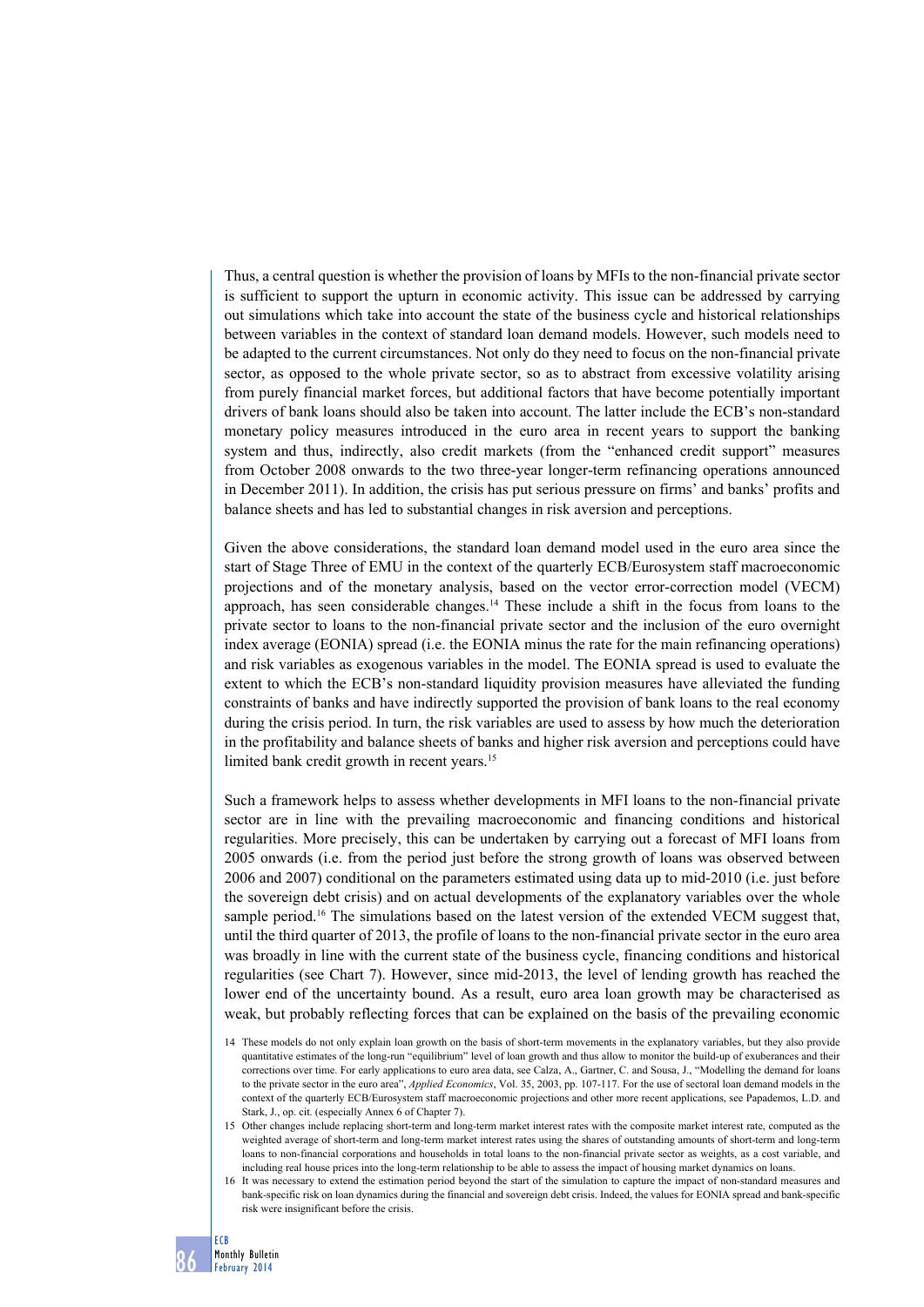Thus, a central question is whether the provision of loans by MFIs to the non-financial private sector is sufficient to support the upturn in economic activity. This issue can be addressed by carrying out simulations which take into account the state of the business cycle and historical relationships between variables in the context of standard loan demand models. However, such models need to be adapted to the current circumstances. Not only do they need to focus on the non-financial private sector, as opposed to the whole private sector, so as to abstract from excessive volatility arising from purely financial market forces, but additional factors that have become potentially important drivers of bank loans should also be taken into account. The latter include the ECB's non-standard monetary policy measures introduced in the euro area in recent years to support the banking system and thus, indirectly, also credit markets (from the "enhanced credit support" measures from October 2008 onwards to the two three-year longer-term refinancing operations announced in December 2011). In addition, the crisis has put serious pressure on firms' and banks' profits and balance sheets and has led to substantial changes in risk aversion and perceptions.

Given the above considerations, the standard loan demand model used in the euro area since the start of Stage Three of EMU in the context of the quarterly ECB/Eurosystem staff macroeconomic projections and of the monetary analysis, based on the vector error-correction model (VECM) approach, has seen considerable changes.[14] These include a shift in the focus from loans to the private sector to loans to the non-financial private sector and the inclusion of the euro overnight index average (EONIA) spread (i.e. the EONIA minus the rate for the main refinancing operations) and risk variables as exogenous variables in the model. The EONIA spread is used to evaluate the extent to which the ECB's non-standard liquidity provision measures have alleviated the funding constraints of banks and have indirectly supported the provision of bank loans to the real economy during the crisis period. In turn, the risk variables are used to assess by how much the deterioration in the profitability and balance sheets of banks and higher risk aversion and perceptions could have limited bank credit growth in recent years.[15]

Such a framework helps to assess whether developments in MFI loans to the non-financial private sector are in line with the prevailing macroeconomic and financing conditions and historical regularities. More precisely, this can be undertaken by carrying out a forecast of MFI loans from 2005 onwards (i.e. from the period just before the strong growth of loans was observed between 2006 and 2007) conditional on the parameters estimated using data up to mid-2010 (i.e. just before the sovereign debt crisis) and on actual developments of the explanatory variables over the whole sample period.[16] The simulations based on the latest version of the extended VECM suggest that, until the third quarter of 2013, the profile of loans to the non-financial private sector in the euro area was broadly in line with the current state of the business cycle, financing conditions and historical regularities (see Chart 7). However, since mid-2013, the level of lending growth has reached the lower end of the uncertainty bound. As a result, euro area loan growth may be characterised as weak, but probably reflecting forces that can be explained on the basis of the prevailing economic

14 These models do not only explain loan growth on the basis of short-term movements in the explanatory variables, but they also provide quantitative estimates of the long-run "equilibrium" level of loan growth and thus allow to monitor the build-up of exuberances and their corrections over time. For early applications to euro area data, see Calza, A., Gartner, C. and Sousa, J., "Modelling the demand for loans to the private sector in the euro area", *Applied Economics*, Vol. 35, 2003, pp. 107-117. For the use of sectoral loan demand models in the context of the quarterly ECB/Eurosystem staff macroeconomic projections and other more recent applications, see Papademos, L.D. and Stark, J., op. cit. (especially Annex 6 of Chapter 7).

15 Other changes include replacing short-term and long-term market interest rates with the composite market interest rate, computed as the weighted average of short-term and long-term market interest rates using the shares of outstanding amounts of short-term and long-term loans to non-financial corporations and households in total loans to the non-financial private sector as weights, as a cost variable, and including real house prices into the long-term relationship to be able to assess the impact of housing market dynamics on loans.

16 It was necessary to extend the estimation period beyond the start of the simulation to capture the impact of non-standard measures and bank-specific risk on loan dynamics during the financial and sovereign debt crisis. Indeed, the values for EONIA spread and bank-specific risk were insignificant before the crisis.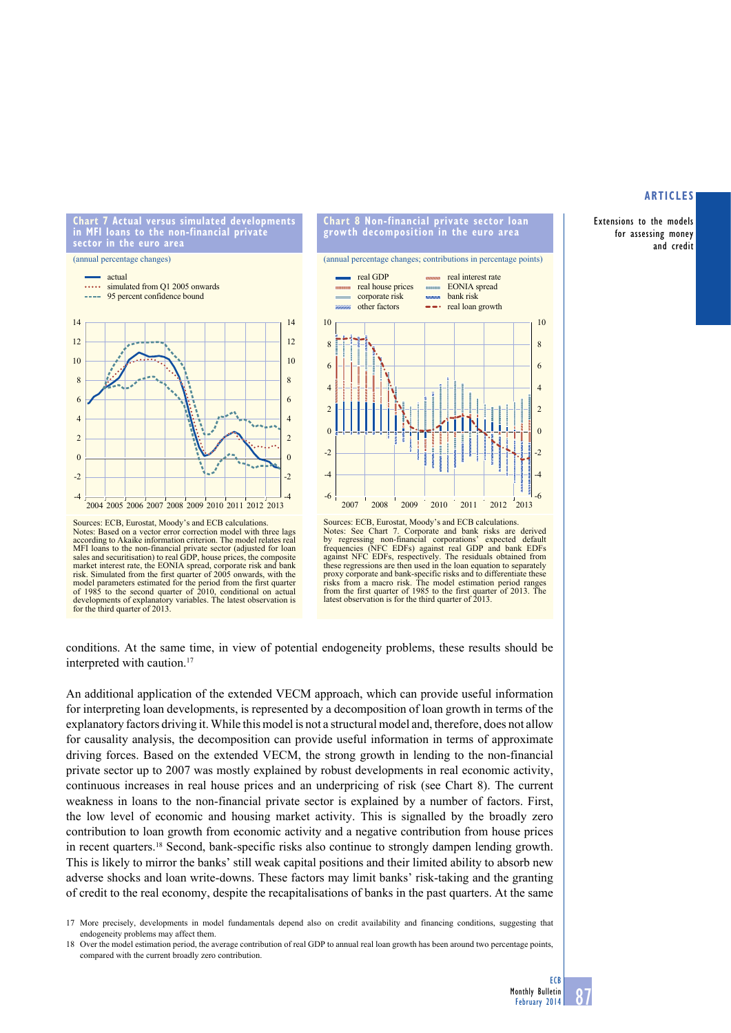**Chart 7 Actual versus simulated developments in MFI loans to the non-financial private sector in the euro area**

(annual percentage changes)

Sources: ECB, Eurostat, Moody's and ECB calculations.
Notes: Based on a vector error correction model with three lags according to Akaike information criterion. The model relates real MFI loans to the non-financial private sector (adjusted for loan sales and securitisation) to real GDP, house prices, the composite market interest rate, the EONIA spread, corporate risk and bank risk. Simulated from the first quarter of 2005 onwards, with the model parameters estimated for the period from the first quarter of 1985 to the second quarter of 2010, conditional on actual developments of explanatory variables. The latest observation is for the third quarter of 2013.

**Chart 8 Non-financial private sector loan growth decomposition in the euro area**

(annual percentage changes; contributions in percentage points)

Sources: ECB, Eurostat, Moody's and ECB calculations.
Notes: See Chart 7. Corporate and bank risks are derived by regressing non-financial corporations' expected default frequencies (NFC EDFs) against real GDP and bank EDFs against NFC EDFs, respectively. The residuals obtained from these regressions are then used in the loan equation to separately proxy corporate and bank-specific risks and to differentiate these risks from a macro risk. The model estimation period ranges from the first quarter of 1985 to the first quarter of 2013. The latest observation is for the third quarter of 2013.

conditions. At the same time, in view of potential endogeneity problems, these results should be interpreted with caution.[17]

An additional application of the extended VECM approach, which can provide useful information for interpreting loan developments, is represented by a decomposition of loan growth in terms of the explanatory factors driving it. While this model is not a structural model and, therefore, does not allow for causality analysis, the decomposition can provide useful information in terms of approximate driving forces. Based on the extended VECM, the strong growth in lending to the non-financial private sector up to 2007 was mostly explained by robust developments in real economic activity, continuous increases in real house prices and an underpricing of risk (see Chart 8). The current weakness in loans to the non-financial private sector is explained by a number of factors. First, the low level of economic and housing market activity. This is signalled by the broadly zero contribution to loan growth from economic activity and a negative contribution from house prices in recent quarters.[18] Second, bank-specific risks also continue to strongly dampen lending growth. This is likely to mirror the banks' still weak capital positions and their limited ability to absorb new adverse shocks and loan write-downs. These factors may limit banks' risk-taking and the granting of credit to the real economy, despite the recapitalisations of banks in the past quarters. At the same

17 More precisely, developments in model fundamentals depend also on credit availability and financing conditions, suggesting that endogeneity problems may affect them.

18 Over the model estimation period, the average contribution of real GDP to annual real loan growth has been around two percentage points, compared with the current broadly zero contribution.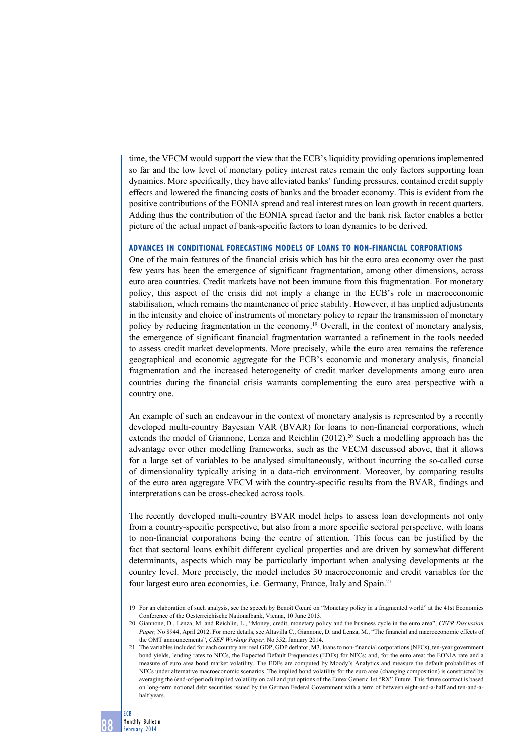time, the VECM would support the view that the ECB's liquidity providing operations implemented so far and the low level of monetary policy interest rates remain the only factors supporting loan dynamics. More specifically, they have alleviated banks' funding pressures, contained credit supply effects and lowered the financing costs of banks and the broader economy. This is evident from the positive contributions of the EONIA spread and real interest rates on loan growth in recent quarters. Adding thus the contribution of the EONIA spread factor and the bank risk factor enables a better picture of the actual impact of bank-specific factors to loan dynamics to be derived.

### ADVANCES IN CONDITIONAL FORECASTING MODELS OF LOANS TO NON-FINANCIAL CORPORATIONS

One of the main features of the financial crisis which has hit the euro area economy over the past few years has been the emergence of significant fragmentation, among other dimensions, across euro area countries. Credit markets have not been immune from this fragmentation. For monetary policy, this aspect of the crisis did not imply a change in the ECB's role in macroeconomic stabilisation, which remains the maintenance of price stability. However, it has implied adjustments in the intensity and choice of instruments of monetary policy to repair the transmission of monetary policy by reducing fragmentation in the economy.[19] Overall, in the context of monetary analysis, the emergence of significant financial fragmentation warranted a refinement in the tools needed to assess credit market developments. More precisely, while the euro area remains the reference geographical and economic aggregate for the ECB's economic and monetary analysis, financial fragmentation and the increased heterogeneity of credit market developments among euro area countries during the financial crisis warrants complementing the euro area perspective with a country one.

An example of such an endeavour in the context of monetary analysis is represented by a recently developed multi-country Bayesian VAR (BVAR) for loans to non-financial corporations, which extends the model of Giannone, Lenza and Reichlin (2012).[20] Such a modelling approach has the advantage over other modelling frameworks, such as the VECM discussed above, that it allows for a large set of variables to be analysed simultaneously, without incurring the so-called curse of dimensionality typically arising in a data-rich environment. Moreover, by comparing results of the euro area aggregate VECM with the country-specific results from the BVAR, findings and interpretations can be cross-checked across tools.

The recently developed multi-country BVAR model helps to assess loan developments not only from a country-specific perspective, but also from a more specific sectoral perspective, with loans to non-financial corporations being the centre of attention. This focus can be justified by the fact that sectoral loans exhibit different cyclical properties and are driven by somewhat different determinants, aspects which may be particularly important when analysing developments at the country level. More precisely, the model includes 30 macroeconomic and credit variables for the four largest euro area economies, i.e. Germany, France, Italy and Spain.[21]

19 For an elaboration of such analysis, see the speech by Benoît Cœuré on "Monetary policy in a fragmented world" at the 41st Economics Conference of the Oesterreichische Nationalbank, Vienna, 10 June 2013.

20 Giannone, D., Lenza, M. and Reichlin, L., "Money, credit, monetary policy and the business cycle in the euro area", *CEPR Discussion Paper,* No 8944, April 2012. For more details, see Altavilla C., Giannone, D. and Lenza, M., "The financial and macroeconomic effects of the OMT announcements", *CSEF Working Paper,* No 352, January 2014.

21 The variables included for each country are: real GDP, GDP deflator, M3, loans to non-financial corporations (NFCs), ten-year government bond yields, lending rates to NFCs, the Expected Default Frequencies (EDFs) for NFCs; and, for the euro area: the EONIA rate and a measure of euro area bond market volatility. The EDFs are computed by Moody's Analytics and measure the default probabilities of NFCs under alternative macroeconomic scenarios. The implied bond volatility for the euro area (changing composition) is constructed by averaging the (end-of-period) implied volatility on call and put options of the Eurex Generic 1st "RX" Future. This future contract is based on long-term notional debt securities issued by the German Federal Government with a term of between eight-and-a-half and ten-and-a-half years.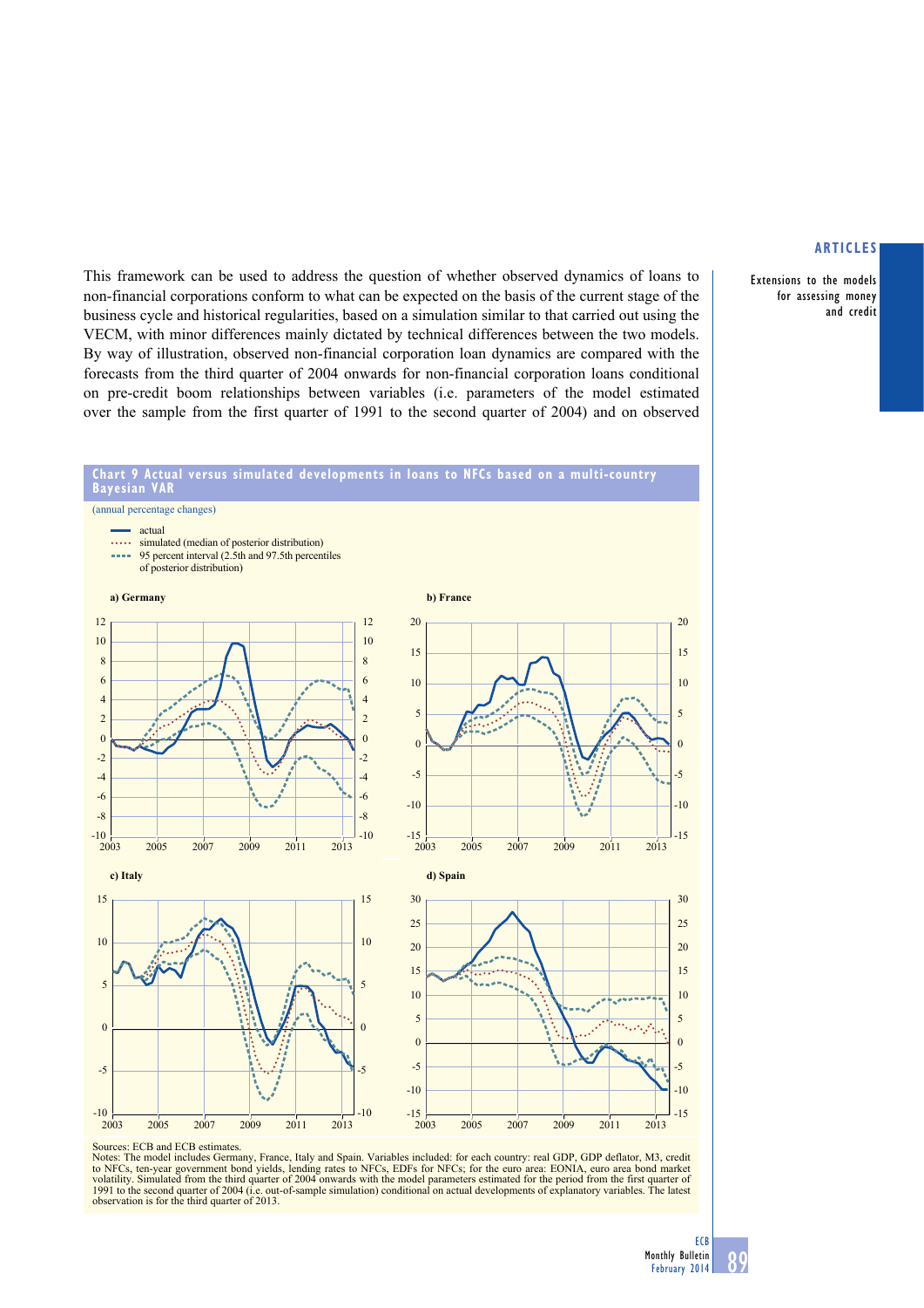This framework can be used to address the question of whether observed dynamics of loans to non-financial corporations conform to what can be expected on the basis of the current stage of the business cycle and historical regularities, based on a simulation similar to that carried out using the VECM, with minor differences mainly dictated by technical differences between the two models. By way of illustration, observed non-financial corporation loan dynamics are compared with the forecasts from the third quarter of 2004 onwards for non-financial corporation loans conditional on pre-credit boom relationships between variables (i.e. parameters of the model estimated over the sample from the first quarter of 1991 to the second quarter of 2004) and on observed

**Chart 9 Actual versus simulated developments in loans to NFCs based on a multi-country Bayesian VAR**

(annual percentage changes)

- actual
- simulated (median of posterior distribution)
- 95 percent interval (2.5th and 97.5th percentiles of posterior distribution)

a) Germany

b) France

c) Italy

d) Spain

Sources: ECB and ECB estimates.
Notes: The model includes Germany, France, Italy and Spain. Variables included: for each country: real GDP, GDP deflator, M3, credit to NFCs, ten-year government bond yields, lending rates to NFCs, EDFs for NFCs; for the euro area: EONIA, euro area bond market volatility. Simulated from the third quarter of 2004 onwards with the model parameters estimated for the period from the first quarter of 1991 to the second quarter of 2004 (i.e. out-of-sample simulation) conditional on actual developments of explanatory variables. The latest observation is for the third quarter of 2013.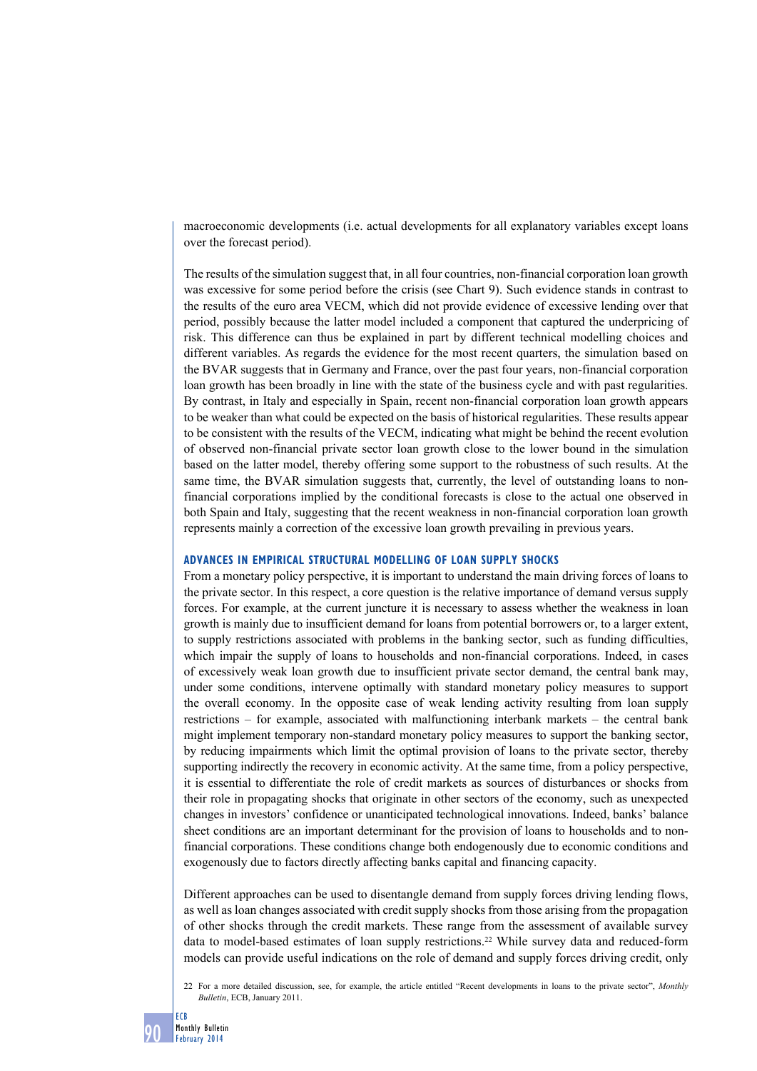macroeconomic developments (i.e. actual developments for all explanatory variables except loans over the forecast period).

The results of the simulation suggest that, in all four countries, non-financial corporation loan growth was excessive for some period before the crisis (see Chart 9). Such evidence stands in contrast to the results of the euro area VECM, which did not provide evidence of excessive lending over that period, possibly because the latter model included a component that captured the underpricing of risk. This difference can thus be explained in part by different technical modelling choices and different variables. As regards the evidence for the most recent quarters, the simulation based on the BVAR suggests that in Germany and France, over the past four years, non-financial corporation loan growth has been broadly in line with the state of the business cycle and with past regularities. By contrast, in Italy and especially in Spain, recent non-financial corporation loan growth appears to be weaker than what could be expected on the basis of historical regularities. These results appear to be consistent with the results of the VECM, indicating what might be behind the recent evolution of observed non-financial private sector loan growth close to the lower bound in the simulation based on the latter model, thereby offering some support to the robustness of such results. At the same time, the BVAR simulation suggests that, currently, the level of outstanding loans to non-financial corporations implied by the conditional forecasts is close to the actual one observed in both Spain and Italy, suggesting that the recent weakness in non-financial corporation loan growth represents mainly a correction of the excessive loan growth prevailing in previous years.

### ADVANCES IN EMPIRICAL STRUCTURAL MODELLING OF LOAN SUPPLY SHOCKS

From a monetary policy perspective, it is important to understand the main driving forces of loans to the private sector. In this respect, a core question is the relative importance of demand versus supply forces. For example, at the current juncture it is necessary to assess whether the weakness in loan growth is mainly due to insufficient demand for loans from potential borrowers or, to a larger extent, to supply restrictions associated with problems in the banking sector, such as funding difficulties, which impair the supply of loans to households and non-financial corporations. Indeed, in cases of excessively weak loan growth due to insufficient private sector demand, the central bank may, under some conditions, intervene optimally with standard monetary policy measures to support the overall economy. In the opposite case of weak lending activity resulting from loan supply restrictions – for example, associated with malfunctioning interbank markets – the central bank might implement temporary non-standard monetary policy measures to support the banking sector, by reducing impairments which limit the optimal provision of loans to the private sector, thereby supporting indirectly the recovery in economic activity. At the same time, from a policy perspective, it is essential to differentiate the role of credit markets as sources of disturbances or shocks from their role in propagating shocks that originate in other sectors of the economy, such as unexpected changes in investors' confidence or unanticipated technological innovations. Indeed, banks' balance sheet conditions are an important determinant for the provision of loans to households and to non-financial corporations. These conditions change both endogenously due to economic conditions and exogenously due to factors directly affecting banks capital and financing capacity.

Different approaches can be used to disentangle demand from supply forces driving lending flows, as well as loan changes associated with credit supply shocks from those arising from the propagation of other shocks through the credit markets. These range from the assessment of available survey data to model-based estimates of loan supply restrictions.[22] While survey data and reduced-form models can provide useful indications on the role of demand and supply forces driving credit, only

22 For a more detailed discussion, see, for example, the article entitled "Recent developments in loans to the private sector", *Monthly Bulletin*, ECB, January 2011.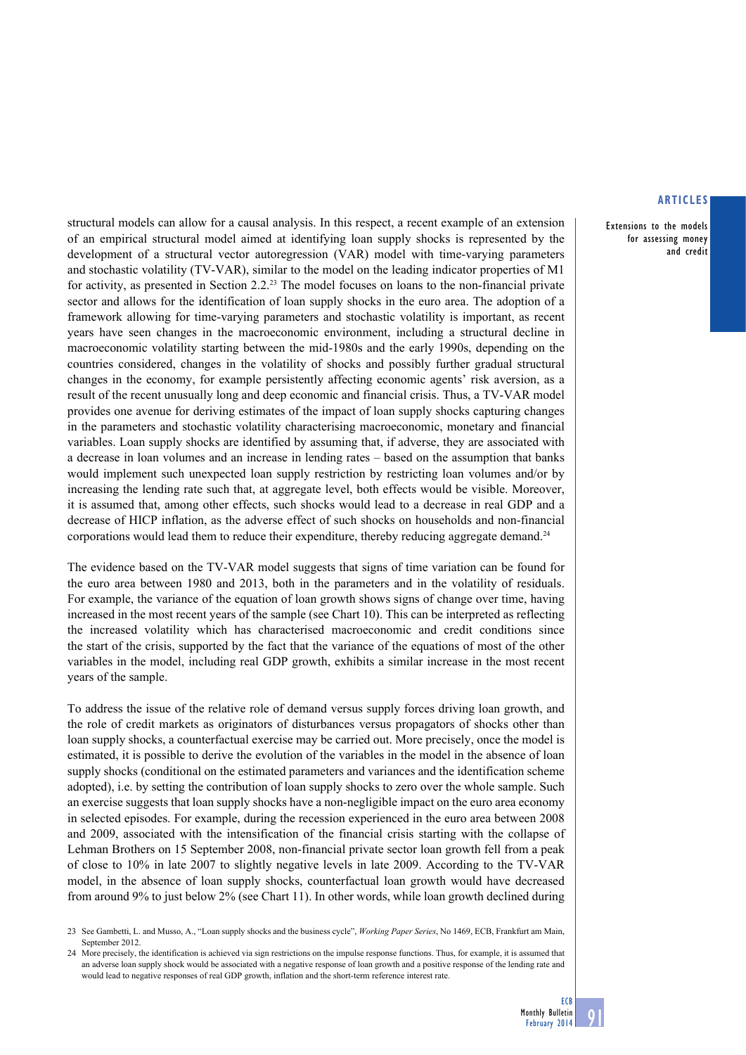structural models can allow for a causal analysis. In this respect, a recent example of an extension of an empirical structural model aimed at identifying loan supply shocks is represented by the development of a structural vector autoregression (VAR) model with time-varying parameters and stochastic volatility (TV-VAR), similar to the model on the leading indicator properties of M1 for activity, as presented in Section 2.2.[23] The model focuses on loans to the non-financial private sector and allows for the identification of loan supply shocks in the euro area. The adoption of a framework allowing for time-varying parameters and stochastic volatility is important, as recent years have seen changes in the macroeconomic environment, including a structural decline in macroeconomic volatility starting between the mid-1980s and the early 1990s, depending on the countries considered, changes in the volatility of shocks and possibly further gradual structural changes in the economy, for example persistently affecting economic agents' risk aversion, as a result of the recent unusually long and deep economic and financial crisis. Thus, a TV-VAR model provides one avenue for deriving estimates of the impact of loan supply shocks capturing changes in the parameters and stochastic volatility characterising macroeconomic, monetary and financial variables. Loan supply shocks are identified by assuming that, if adverse, they are associated with a decrease in loan volumes and an increase in lending rates – based on the assumption that banks would implement such unexpected loan supply restriction by restricting loan volumes and/or by increasing the lending rate such that, at aggregate level, both effects would be visible. Moreover, it is assumed that, among other effects, such shocks would lead to a decrease in real GDP and a decrease of HICP inflation, as the adverse effect of such shocks on households and non-financial corporations would lead them to reduce their expenditure, thereby reducing aggregate demand.[24]

The evidence based on the TV-VAR model suggests that signs of time variation can be found for the euro area between 1980 and 2013, both in the parameters and in the volatility of residuals. For example, the variance of the equation of loan growth shows signs of change over time, having increased in the most recent years of the sample (see Chart 10). This can be interpreted as reflecting the increased volatility which has characterised macroeconomic and credit conditions since the start of the crisis, supported by the fact that the variance of the equations of most of the other variables in the model, including real GDP growth, exhibits a similar increase in the most recent years of the sample.

To address the issue of the relative role of demand versus supply forces driving loan growth, and the role of credit markets as originators of disturbances versus propagators of shocks other than loan supply shocks, a counterfactual exercise may be carried out. More precisely, once the model is estimated, it is possible to derive the evolution of the variables in the model in the absence of loan supply shocks (conditional on the estimated parameters and variances and the identification scheme adopted), i.e. by setting the contribution of loan supply shocks to zero over the whole sample. Such an exercise suggests that loan supply shocks have a non-negligible impact on the euro area economy in selected episodes. For example, during the recession experienced in the euro area between 2008 and 2009, associated with the intensification of the financial crisis starting with the collapse of Lehman Brothers on 15 September 2008, non-financial private sector loan growth fell from a peak of close to 10% in late 2007 to slightly negative levels in late 2009. According to the TV-VAR model, in the absence of loan supply shocks, counterfactual loan growth would have decreased from around 9% to just below 2% (see Chart 11). In other words, while loan growth declined during

23 See Gambetti, L. and Musso, A., "Loan supply shocks and the business cycle", *Working Paper Series*, No 1469, ECB, Frankfurt am Main, September 2012.

24 More precisely, the identification is achieved via sign restrictions on the impulse response functions. Thus, for example, it is assumed that an adverse loan supply shock would be associated with a negative response of loan growth and a positive response of the lending rate and would lead to negative responses of real GDP growth, inflation and the short-term reference interest rate.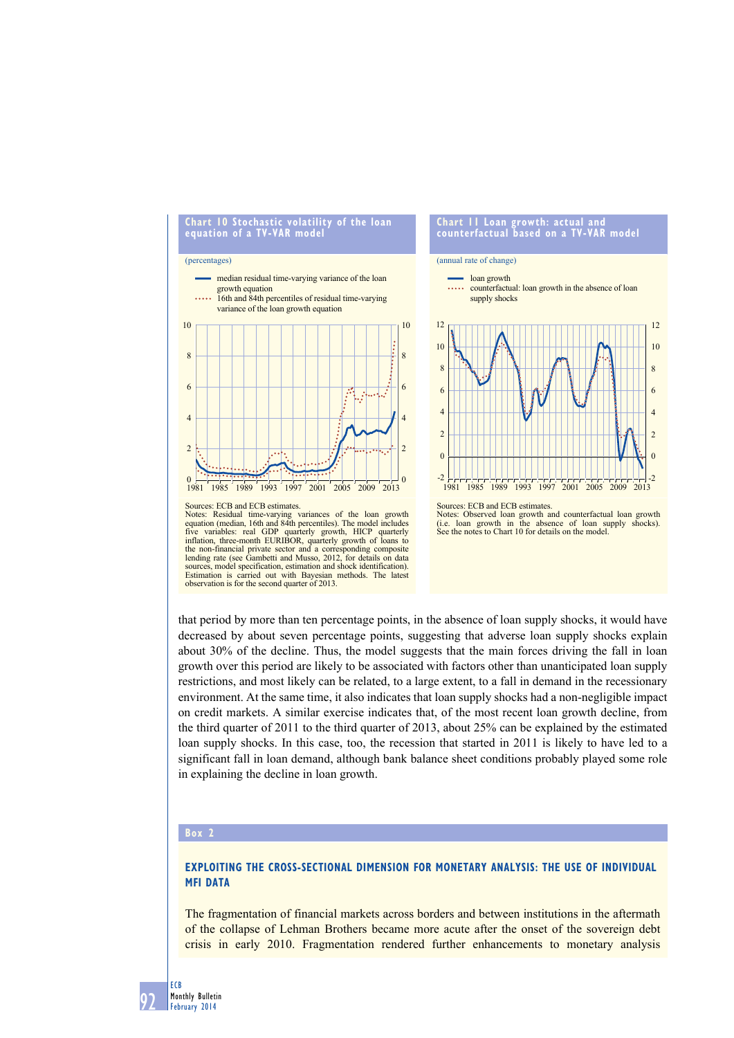**Chart 10 Stochastic volatility of the loan equation of a TV-VAR model**

(percentages)

- median residual time-varying variance of the loan growth equation
- 16th and 84th percentiles of residual time-varying variance of the loan growth equation

Sources: ECB and ECB estimates.
Notes: Residual time-varying variances of the loan growth equation (median, 16th and 84th percentiles). The model includes five variables: real GDP quarterly growth, HICP quarterly inflation, three-month EURIBOR, quarterly growth of loans to the non-financial private sector and a corresponding composite lending rate (see Gambetti and Musso, 2012, for details on data sources, model specification, estimation and shock identification). Estimation is carried out with Bayesian methods. The latest observation is for the second quarter of 2013.

**Chart 11 Loan growth: actual and counterfactual based on a TV-VAR model**

(annual rate of change)

- loan growth
- counterfactual: loan growth in the absence of loan supply shocks

Sources: ECB and ECB estimates.
Notes: Observed loan growth and counterfactual loan growth (i.e. loan growth in the absence of loan supply shocks). See the notes to Chart 10 for details on the model.

that period by more than ten percentage points, in the absence of loan supply shocks, it would have decreased by about seven percentage points, suggesting that adverse loan supply shocks explain about 30% of the decline. Thus, the model suggests that the main forces driving the fall in loan growth over this period are likely to be associated with factors other than unanticipated loan supply restrictions, and most likely can be related, to a large extent, to a fall in demand in the recessionary environment. At the same time, it also indicates that loan supply shocks had a non-negligible impact on credit markets. A similar exercise indicates that, of the most recent loan growth decline, from the third quarter of 2011 to the third quarter of 2013, about 25% can be explained by the estimated loan supply shocks. In this case, too, the recession that started in 2011 is likely to have led to a significant fall in loan demand, although bank balance sheet conditions probably played some role in explaining the decline in loan growth.

## Box 2

### EXPLOITING THE CROSS-SECTIONAL DIMENSION FOR MONETARY ANALYSIS: THE USE OF INDIVIDUAL MFI DATA

The fragmentation of financial markets across borders and between institutions in the aftermath of the collapse of Lehman Brothers became more acute after the onset of the sovereign debt crisis in early 2010. Fragmentation rendered further enhancements to monetary analysis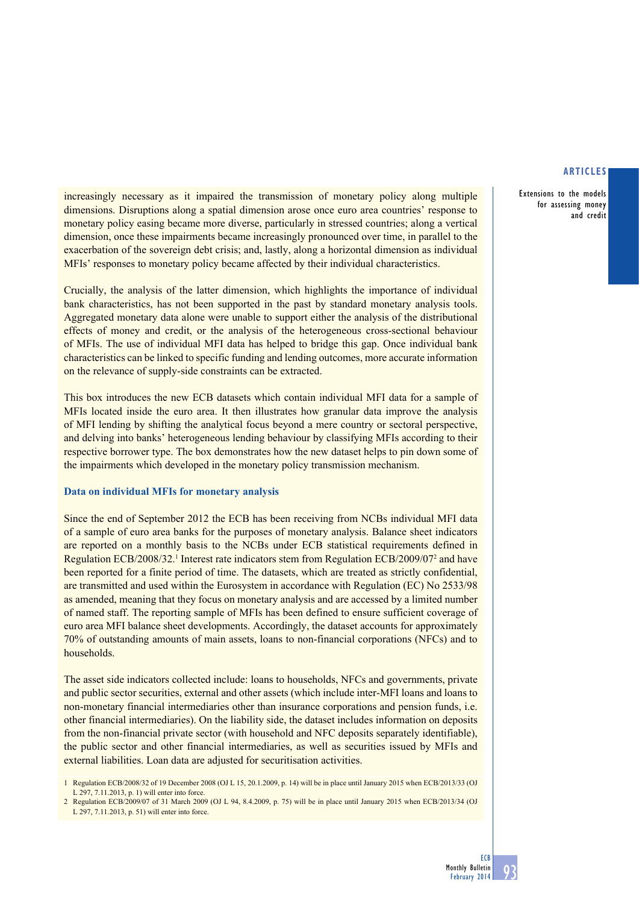increasingly necessary as it impaired the transmission of monetary policy along multiple dimensions. Disruptions along a spatial dimension arose once euro area countries' response to monetary policy easing became more diverse, particularly in stressed countries; along a vertical dimension, once these impairments became increasingly pronounced over time, in parallel to the exacerbation of the sovereign debt crisis; and, lastly, along a horizontal dimension as individual MFIs' responses to monetary policy became affected by their individual characteristics.

Crucially, the analysis of the latter dimension, which highlights the importance of individual bank characteristics, has not been supported in the past by standard monetary analysis tools. Aggregated monetary data alone were unable to support either the analysis of the distributional effects of money and credit, or the analysis of the heterogeneous cross-sectional behaviour of MFIs. The use of individual MFI data has helped to bridge this gap. Once individual bank characteristics can be linked to specific funding and lending outcomes, more accurate information on the relevance of supply-side constraints can be extracted.

This box introduces the new ECB datasets which contain individual MFI data for a sample of MFIs located inside the euro area. It then illustrates how granular data improve the analysis of MFI lending by shifting the analytical focus beyond a mere country or sectoral perspective, and delving into banks' heterogeneous lending behaviour by classifying MFIs according to their respective borrower type. The box demonstrates how the new dataset helps to pin down some of the impairments which developed in the monetary policy transmission mechanism.

### Data on individual MFIs for monetary analysis

Since the end of September 2012 the ECB has been receiving from NCBs individual MFI data of a sample of euro area banks for the purposes of monetary analysis. Balance sheet indicators are reported on a monthly basis to the NCBs under ECB statistical requirements defined in Regulation ECB/2008/32.[1] Interest rate indicators stem from Regulation ECB/2009/07[2] and have been reported for a finite period of time. The datasets, which are treated as strictly confidential, are transmitted and used within the Eurosystem in accordance with Regulation (EC) No 2533/98 as amended, meaning that they focus on monetary analysis and are accessed by a limited number of named staff. The reporting sample of MFIs has been defined to ensure sufficient coverage of euro area MFI balance sheet developments. Accordingly, the dataset accounts for approximately 70% of outstanding amounts of main assets, loans to non-financial corporations (NFCs) and to households.

The asset side indicators collected include: loans to households, NFCs and governments, private and public sector securities, external and other assets (which include inter-MFI loans and loans to non-monetary financial intermediaries other than insurance corporations and pension funds, i.e. other financial intermediaries). On the liability side, the dataset includes information on deposits from the non-financial private sector (with household and NFC deposits separately identifiable), the public sector and other financial intermediaries, as well as securities issued by MFIs and external liabilities. Loan data are adjusted for securitisation activities.

1 Regulation ECB/2008/32 of 19 December 2008 (OJ L 15, 20.1.2009, p. 14) will be in place until January 2015 when ECB/2013/33 (OJ L 297, 7.11.2013, p. 1) will enter into force.

2 Regulation ECB/2009/07 of 31 March 2009 (OJ L 94, 8.4.2009, p. 75) will be in place until January 2015 when ECB/2013/34 (OJ L 297, 7.11.2013, p. 51) will enter into force.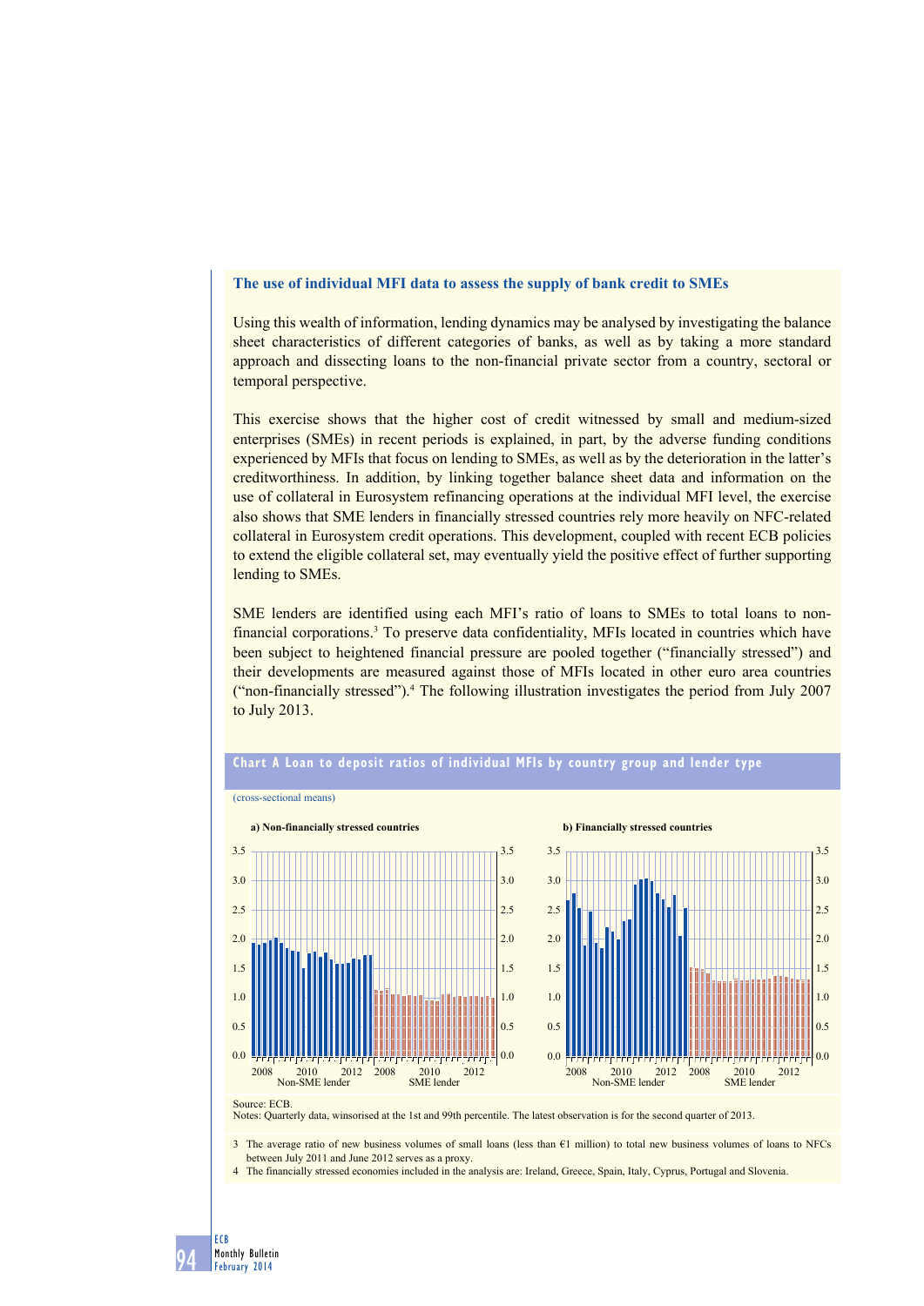### The use of individual MFI data to assess the supply of bank credit to SMEs

Using this wealth of information, lending dynamics may be analysed by investigating the balance sheet characteristics of different categories of banks, as well as by taking a more standard approach and dissecting loans to the non-financial private sector from a country, sectoral or temporal perspective.

This exercise shows that the higher cost of credit witnessed by small and medium-sized enterprises (SMEs) in recent periods is explained, in part, by the adverse funding conditions experienced by MFIs that focus on lending to SMEs, as well as by the deterioration in the latter's creditworthiness. In addition, by linking together balance sheet data and information on the use of collateral in Eurosystem refinancing operations at the individual MFI level, the exercise also shows that SME lenders in financially stressed countries rely more heavily on NFC-related collateral in Eurosystem credit operations. This development, coupled with recent ECB policies to extend the eligible collateral set, may eventually yield the positive effect of further supporting lending to SMEs.

SME lenders are identified using each MFI's ratio of loans to SMEs to total loans to non-financial corporations.[3] To preserve data confidentiality, MFIs located in countries which have been subject to heightened financial pressure are pooled together ("financially stressed") and their developments are measured against those of MFIs located in other euro area countries ("non-financially stressed").[4] The following illustration investigates the period from July 2007 to July 2013.

**Chart A Loan to deposit ratios of individual MFIs by country group and lender type**

(cross-sectional means)

a) Non-financially stressed countries

b) Financially stressed countries

Source: ECB.
Notes: Quarterly data, winsorised at the 1st and 99th percentile. The latest observation is for the second quarter of 2013.

3 The average ratio of new business volumes of small loans (less than €1 million) to total new business volumes of loans to NFCs between July 2011 and June 2012 serves as a proxy.

4 The financially stressed economies included in the analysis are: Ireland, Greece, Spain, Italy, Cyprus, Portugal and Slovenia.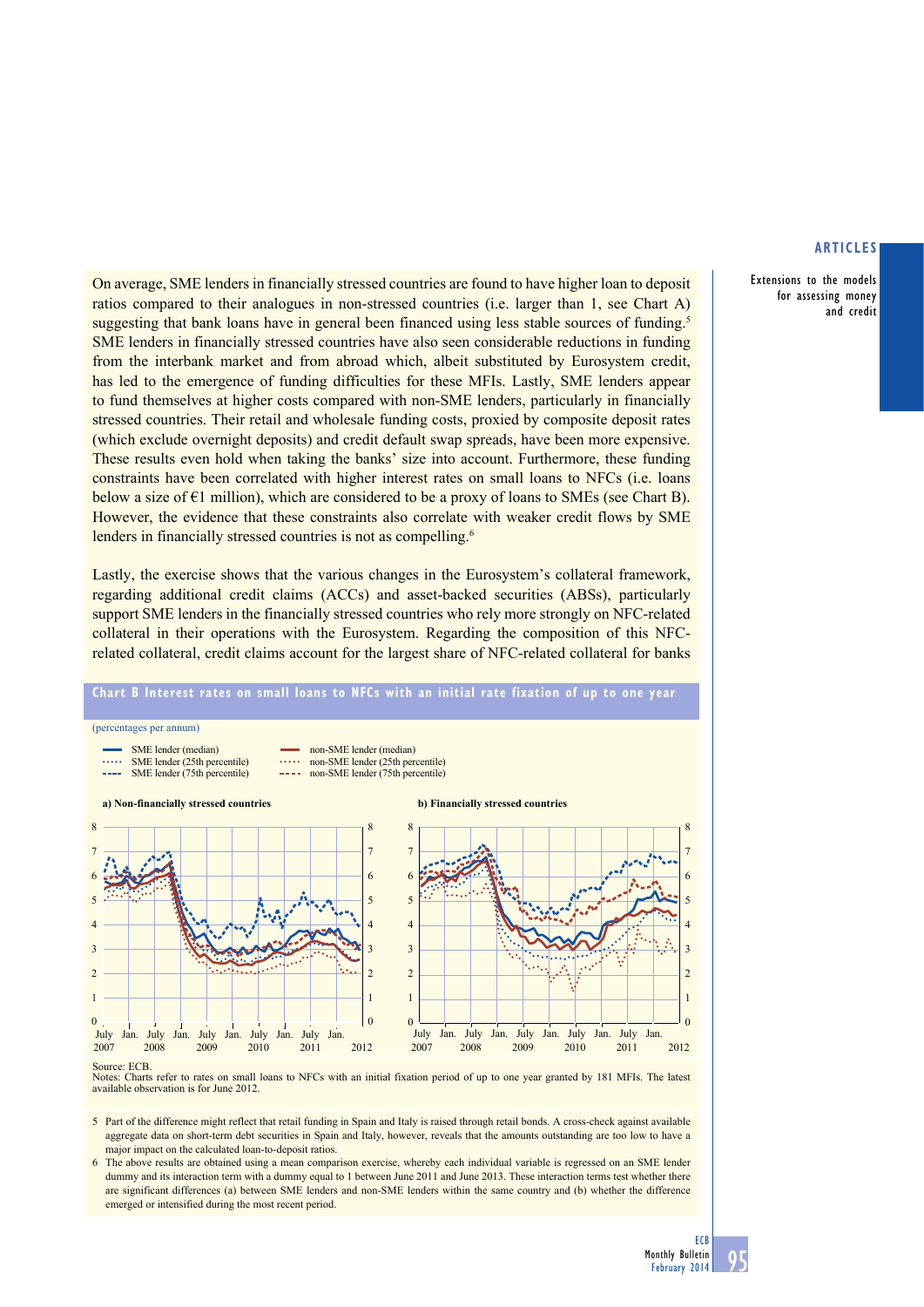On average, SME lenders in financially stressed countries are found to have higher loan to deposit ratios compared to their analogues in non-stressed countries (i.e. larger than 1, see Chart A) suggesting that bank loans have in general been financed using less stable sources of funding.[5] SME lenders in financially stressed countries have also seen considerable reductions in funding from the interbank market and from abroad which, albeit substituted by Eurosystem credit, has led to the emergence of funding difficulties for these MFIs. Lastly, SME lenders appear to fund themselves at higher costs compared with non-SME lenders, particularly in financially stressed countries. Their retail and wholesale funding costs, proxied by composite deposit rates (which exclude overnight deposits) and credit default swap spreads, have been more expensive. These results even hold when taking the banks' size into account. Furthermore, these funding constraints have been correlated with higher interest rates on small loans to NFCs (i.e. loans below a size of €1 million), which are considered to be a proxy of loans to SMEs (see Chart B). However, the evidence that these constraints also correlate with weaker credit flows by SME lenders in financially stressed countries is not as compelling.[6]

Lastly, the exercise shows that the various changes in the Eurosystem's collateral framework, regarding additional credit claims (ACCs) and asset-backed securities (ABSs), particularly support SME lenders in the financially stressed countries who rely more strongly on NFC-related collateral in their operations with the Eurosystem. Regarding the composition of this NFC-related collateral, credit claims account for the largest share of NFC-related collateral for banks

**Chart B Interest rates on small loans to NFCs with an initial rate fixation of up to one year**

(percentages per annum)

- SME lender (median)
- SME lender (25th percentile)
- SME lender (75th percentile)
- non-SME lender (median)
- non-SME lender (25th percentile)
- non-SME lender (75th percentile)

**a) Non-financially stressed countries**

**b) Financially stressed countries**

Source: ECB.
Notes: Charts refer to rates on small loans to NFCs with an initial fixation period of up to one year granted by 181 MFIs. The latest available observation is for June 2012.

5 Part of the difference might reflect that retail funding in Spain and Italy is raised through retail bonds. A cross-check against available aggregate data on short-term debt securities in Spain and Italy, however, reveals that the amounts outstanding are too low to have a major impact on the calculated loan-to-deposit ratios.

6 The above results are obtained using a mean comparison exercise, whereby each individual variable is regressed on an SME lender dummy and its interaction term with a dummy equal to 1 between June 2011 and June 2013. These interaction terms test whether there are significant differences (a) between SME lenders and non-SME lenders within the same country and (b) whether the difference emerged or intensified during the most recent period.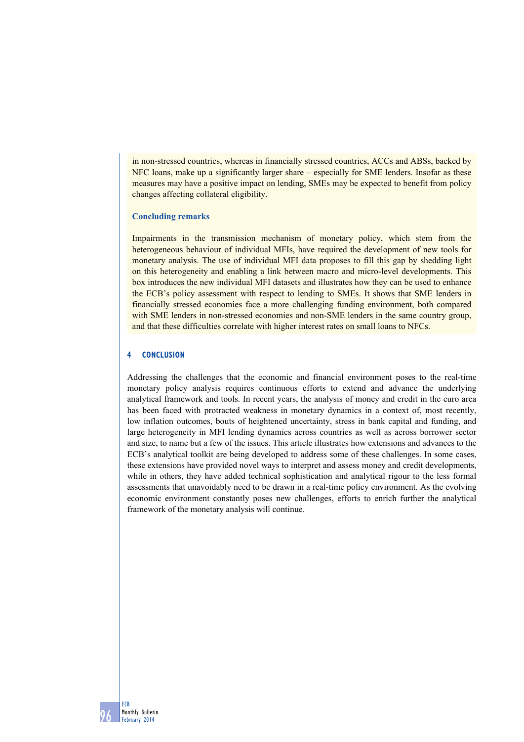in non-stressed countries, whereas in financially stressed countries, ACCs and ABSs, backed by NFC loans, make up a significantly larger share – especially for SME lenders. Insofar as these measures may have a positive impact on lending, SMEs may be expected to benefit from policy changes affecting collateral eligibility.

### Concluding remarks

Impairments in the transmission mechanism of monetary policy, which stem from the heterogeneous behaviour of individual MFIs, have required the development of new tools for monetary analysis. The use of individual MFI data proposes to fill this gap by shedding light on this heterogeneity and enabling a link between macro and micro-level developments. This box introduces the new individual MFI datasets and illustrates how they can be used to enhance the ECB's policy assessment with respect to lending to SMEs. It shows that SME lenders in financially stressed economies face a more challenging funding environment, both compared with SME lenders in non-stressed economies and non-SME lenders in the same country group, and that these difficulties correlate with higher interest rates on small loans to NFCs.

## 4 CONCLUSION

Addressing the challenges that the economic and financial environment poses to the real-time monetary policy analysis requires continuous efforts to extend and advance the underlying analytical framework and tools. In recent years, the analysis of money and credit in the euro area has been faced with protracted weakness in monetary dynamics in a context of, most recently, low inflation outcomes, bouts of heightened uncertainty, stress in bank capital and funding, and large heterogeneity in MFI lending dynamics across countries as well as across borrower sector and size, to name but a few of the issues. This article illustrates how extensions and advances to the ECB's analytical toolkit are being developed to address some of these challenges. In some cases, these extensions have provided novel ways to interpret and assess money and credit developments, while in others, they have added technical sophistication and analytical rigour to the less formal assessments that unavoidably need to be drawn in a real-time policy environment. As the evolving economic environment constantly poses new challenges, efforts to enrich further the analytical framework of the monetary analysis will continue.